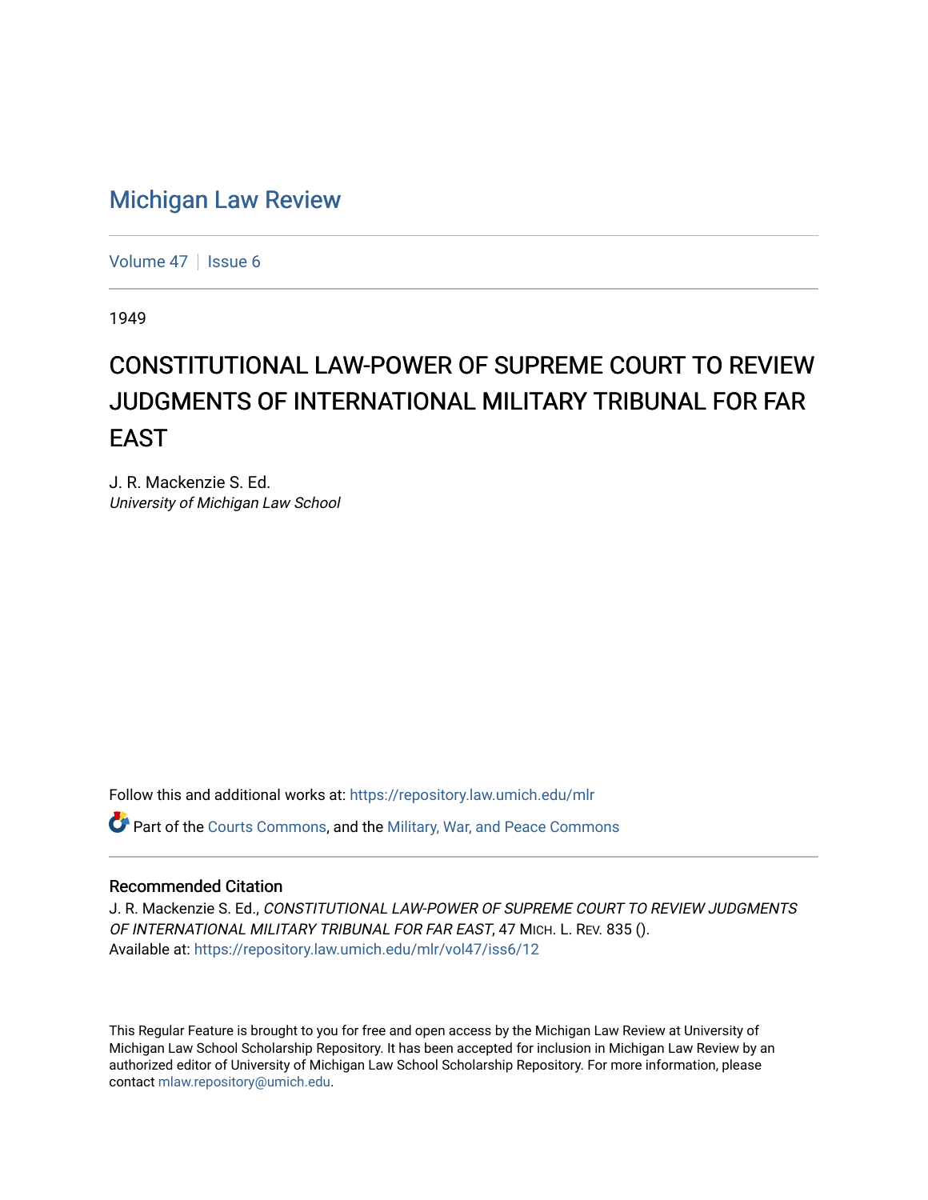# Michigan Law Review

Volume 47 | Issue 6

1949

## CONSTITUTIONAL LAW-POWER OF SUPREME COURT TO REVIEW JUDGMENTS OF INTERNATIONAL MILITARY TRIBUNAL FOR FAR EAST

J. R. Mackenzie S. Ed.
*University of Michigan Law School*

Follow this and additional works at: https://repository.law.umich.edu/mlr

Part of the Courts Commons, and the Military, War, and Peace Commons

### Recommended Citation

J. R. Mackenzie S. Ed., *CONSTITUTIONAL LAW-POWER OF SUPREME COURT TO REVIEW JUDGMENTS OF INTERNATIONAL MILITARY TRIBUNAL FOR FAR EAST*, 47 MICH. L. REV. 835 ().
Available at: https://repository.law.umich.edu/mlr/vol47/iss6/12

This Regular Feature is brought to you for free and open access by the Michigan Law Review at University of Michigan Law School Scholarship Repository. It has been accepted for inclusion in Michigan Law Review by an authorized editor of University of Michigan Law School Scholarship Repository. For more information, please contact mlaw.repository@umich.edu.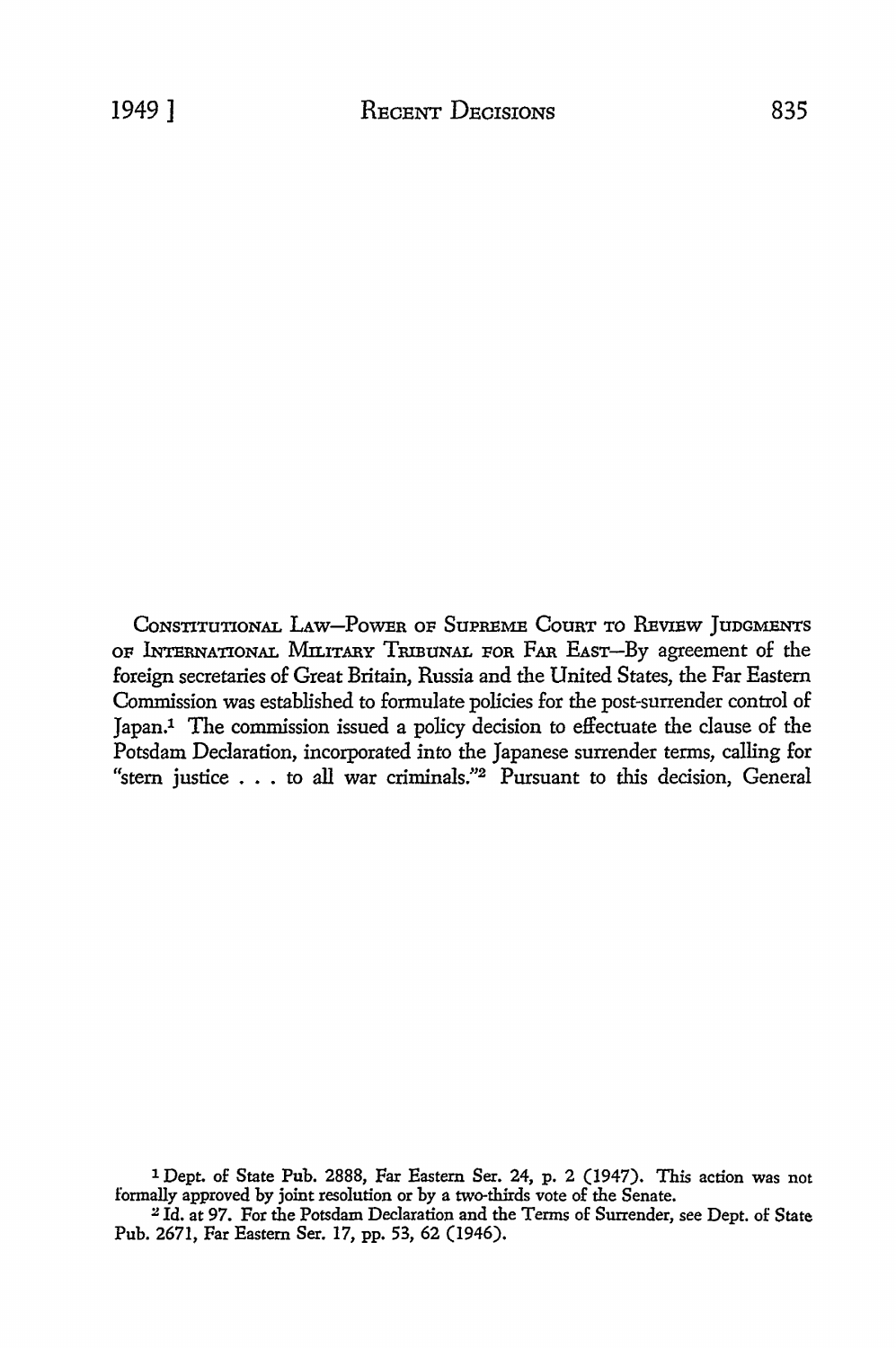CONSTITUTIONAL LAW—POWER OF SUPREME COURT TO REVIEW JUDGMENTS OF INTERNATIONAL MILITARY TRIBUNAL FOR FAR EAST—By agreement of the foreign secretaries of Great Britain, Russia and the United States, the Far Eastern Commission was established to formulate policies for the post-surrender control of Japan.[1] The commission issued a policy decision to effectuate the clause of the Potsdam Declaration, incorporated into the Japanese surrender terms, calling for "stern justice . . . to all war criminals."[2] Pursuant to this decision, General

---

[1] Dept. of State Pub. 2888, Far Eastern Ser. 24, p. 2 (1947). This action was not formally approved by joint resolution or by a two-thirds vote of the Senate.

[2] Id. at 97. For the Potsdam Declaration and the Terms of Surrender, see Dept. of State Pub. 2671, Far Eastern Ser. 17, pp. 53, 62 (1946).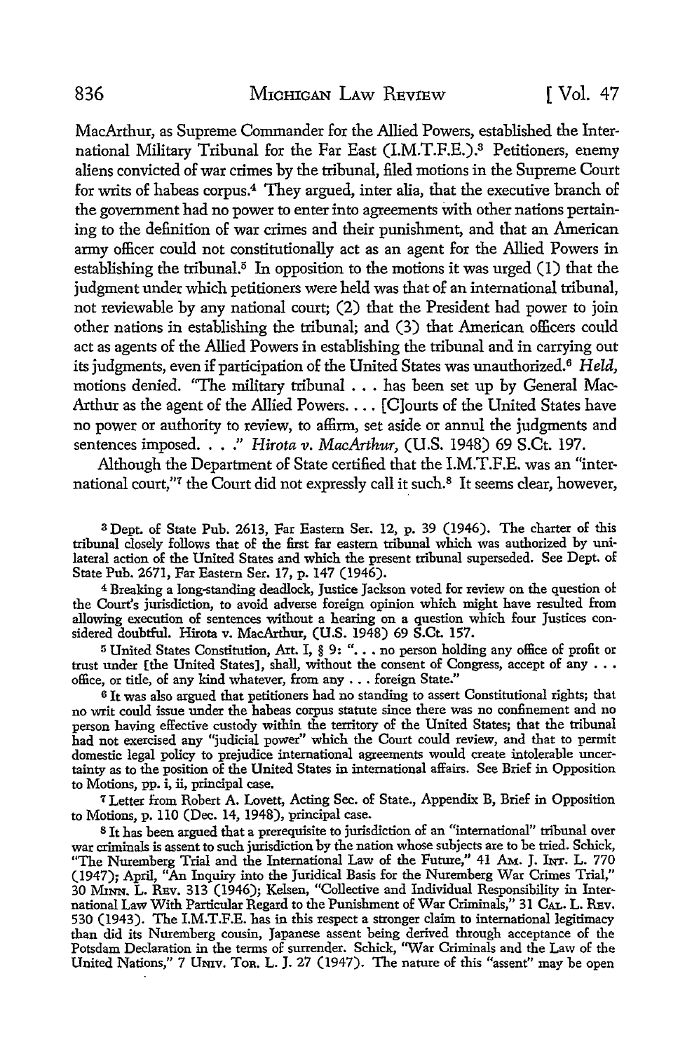MacArthur, as Supreme Commander for the Allied Powers, established the International Military Tribunal for the Far East (I.M.T.F.E.).[3] Petitioners, enemy aliens convicted of war crimes by the tribunal, filed motions in the Supreme Court for writs of habeas corpus.[4] They argued, inter alia, that the executive branch of the government had no power to enter into agreements with other nations pertaining to the definition of war crimes and their punishment, and that an American army officer could not constitutionally act as an agent for the Allied Powers in establishing the tribunal.[5] In opposition to the motions it was urged (1) that the judgment under which petitioners were held was that of an international tribunal, not reviewable by any national court; (2) that the President had power to join other nations in establishing the tribunal; and (3) that American officers could act as agents of the Allied Powers in establishing the tribunal and in carrying out its judgments, even if participation of the United States was unauthorized.[6] *Held,* motions denied. "The military tribunal . . . has been set up by General MacArthur as the agent of the Allied Powers. . . . [C]ourts of the United States have no power or authority to review, to affirm, set aside or annul the judgments and sentences imposed. . . ." *Hirota v. MacArthur,* (U.S. 1948) 69 S.Ct. 197.

Although the Department of State certified that the I.M.T.F.E. was an "international court,"[7] the Court did not expressly call it such.[8] It seems clear, however,

---

[3] Dept. of State Pub. 2613, Far Eastern Ser. 12, p. 39 (1946). The charter of this tribunal closely follows that of the first far eastern tribunal which was authorized by unilateral action of the United States and which the present tribunal superseded. See Dept. of State Pub. 2671, Far Eastern Ser. 17, p. 147 (1946).

[4] Breaking a long-standing deadlock, Justice Jackson voted for review on the question of the Court's jurisdiction, to avoid adverse foreign opinion which might have resulted from allowing execution of sentences without a hearing on a question which four Justices considered doubtful. Hirota v. MacArthur, (U.S. 1948) 69 S.Ct. 157.

[5] United States Constitution, Art. I, § 9: ". . . no person holding any office of profit or trust under [the United States], shall, without the consent of Congress, accept of any . . . office, or title, of any kind whatever, from any . . . foreign State."

[6] It was also argued that petitioners had no standing to assert Constitutional rights; that no writ could issue under the habeas corpus statute since there was no confinement and no person having effective custody within the territory of the United States; that the tribunal had not exercised any "judicial power" which the Court could review, and that to permit domestic legal policy to prejudice international agreements would create intolerable uncertainty as to the position of the United States in international affairs. See Brief in Opposition to Motions, pp. i, ii, principal case.

[7] Letter from Robert A. Lovett, Acting Sec. of State., Appendix B, Brief in Opposition to Motions, p. 110 (Dec. 14, 1948), principal case.

[8] It has been argued that a prerequisite to jurisdiction of an "international" tribunal over war criminals is assent to such jurisdiction by the nation whose subjects are to be tried. Schick, "The Nuremberg Trial and the International Law of the Future," 41 Am. J. Int. L. 770 (1947); April, "An Inquiry into the Juridical Basis for the Nuremberg War Crimes Trial," 30 Minn. L. Rev. 313 (1946); Kelsen, "Collective and Individual Responsibility in International Law With Particular Regard to the Punishment of War Criminals," 31 Cal. L. Rev. 530 (1943). The I.M.T.F.E. has in this respect a stronger claim to international legitimacy than did its Nuremberg cousin, Japanese assent being derived through acceptance of the Potsdam Declaration in the terms of surrender. Schick, "War Criminals and the Law of the United Nations," 7 Univ. Tor. L. J. 27 (1947). The nature of this "assent" may be open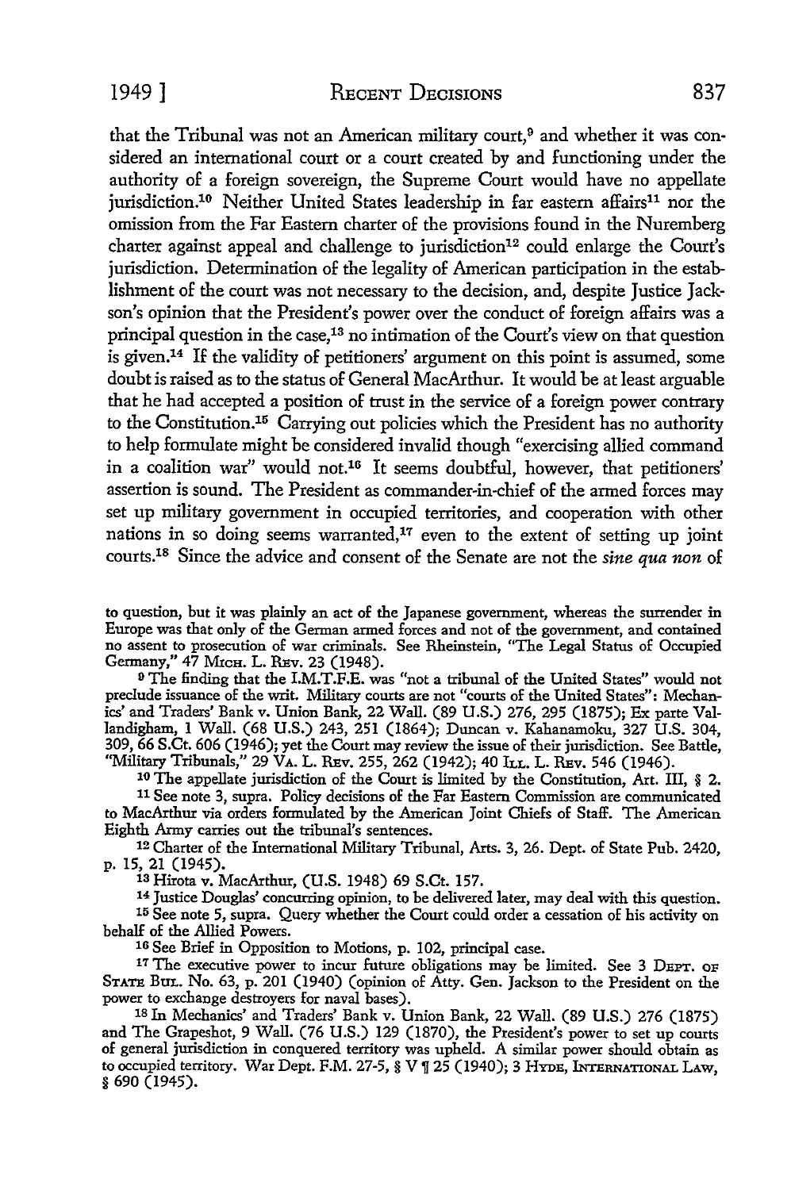that the Tribunal was not an American military court,[9] and whether it was considered an international court or a court created by and functioning under the authority of a foreign sovereign, the Supreme Court would have no appellate jurisdiction.[10] Neither United States leadership in far eastern affairs[11] nor the omission from the Far Eastern charter of the provisions found in the Nuremberg charter against appeal and challenge to jurisdiction[12] could enlarge the Court's jurisdiction. Determination of the legality of American participation in the establishment of the court was not necessary to the decision, and, despite Justice Jackson's opinion that the President's power over the conduct of foreign affairs was a principal question in the case,[13] no intimation of the Court's view on that question is given.[14] If the validity of petitioners' argument on this point is assumed, some doubt is raised as to the status of General MacArthur. It would be at least arguable that he had accepted a position of trust in the service of a foreign power contrary to the Constitution.[15] Carrying out policies which the President has no authority to help formulate might be considered invalid though "exercising allied command in a coalition war" would not.[16] It seems doubtful, however, that petitioners' assertion is sound. The President as commander-in-chief of the armed forces may set up military government in occupied territories, and cooperation with other nations in so doing seems warranted,[17] even to the extent of setting up joint courts.[18] Since the advice and consent of the Senate are not the *sine qua non* of

---

to question, but it was plainly an act of the Japanese government, whereas the surrender in Europe was that only of the German armed forces and not of the government, and contained no assent to prosecution of war criminals. See Rheinstein, "The Legal Status of Occupied Germany," 47 MICH. L. REV. 23 (1948).

[9] The finding that the I.M.T.F.E. was "not a tribunal of the United States" would not preclude issuance of the writ. Military courts are not "courts of the United States": Mechanics' and Traders' Bank v. Union Bank, 22 Wall. (89 U.S.) 276, 295 (1875); Ex parte Vallandigham, 1 Wall. (68 U.S.) 243, 251 (1864); Duncan v. Kahanamoku, 327 U.S. 304, 309, 66 S.Ct. 606 (1946); yet the Court may review the issue of their jurisdiction. See Battle, "Military Tribunals," 29 VA. L. REV. 255, 262 (1942); 40 ILL. L. REV. 546 (1946).

[10] The appellate jurisdiction of the Court is limited by the Constitution, Art. III, § 2.

[11] See note 3, supra. Policy decisions of the Far Eastern Commission are communicated to MacArthur via orders formulated by the American Joint Chiefs of Staff. The American Eighth Army carries out the tribunal's sentences.

[12] Charter of the International Military Tribunal, Arts. 3, 26. Dept. of State Pub. 2420, p. 15, 21 (1945).

[13] Hirota v. MacArthur, (U.S. 1948) 69 S.Ct. 157.

[14] Justice Douglas' concurring opinion, to be delivered later, may deal with this question.

[15] See note 5, supra. Query whether the Court could order a cessation of his activity on behalf of the Allied Powers.

[16] See Brief in Opposition to Motions, p. 102, principal case.

[17] The executive power to incur future obligations may be limited. See 3 DEPT. OF STATE BUL. No. 63, p. 201 (1940) (opinion of Atty. Gen. Jackson to the President on the power to exchange destroyers for naval bases).

[18] In Mechanics' and Traders' Bank v. Union Bank, 22 Wall. (89 U.S.) 276 (1875) and The Grapeshot, 9 Wall. (76 U.S.) 129 (1870), the President's power to set up courts of general jurisdiction in conquered territory was upheld. A similar power should obtain as to occupied territory. War Dept. F.M. 27-5, § V ¶ 25 (1940); 3 HYDE, INTERNATIONAL LAW, § 690 (1945).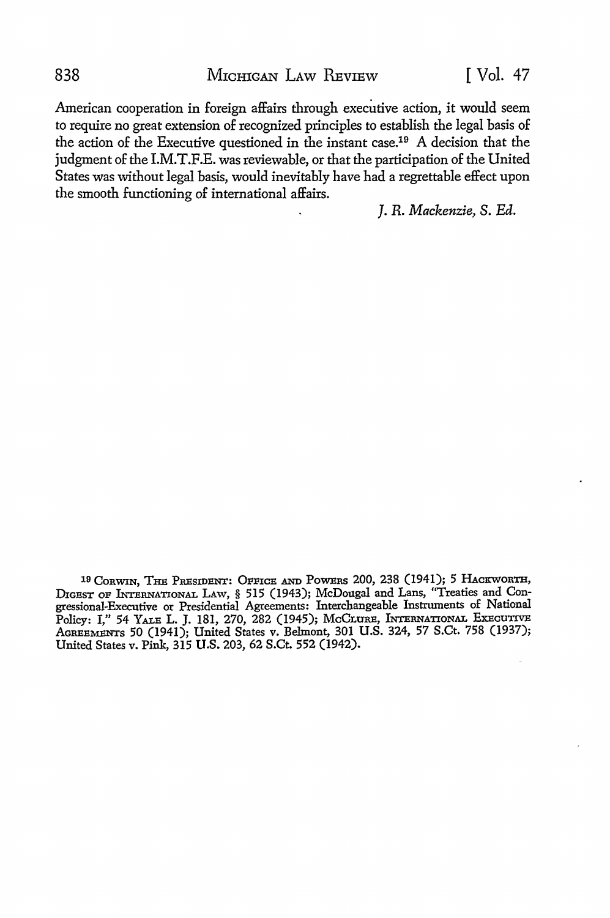American cooperation in foreign affairs through executive action, it would seem to require no great extension of recognized principles to establish the legal basis of the action of the Executive questioned in the instant case.[19] A decision that the judgment of the I.M.T.F.E. was reviewable, or that the participation of the United States was without legal basis, would inevitably have had a regrettable effect upon the smooth functioning of international affairs.

*J. R. Mackenzie, S. Ed.*

---

[19] CORWIN, THE PRESIDENT: OFFICE AND POWERS 200, 238 (1941); 5 HACKWORTH, DIGEST OF INTERNATIONAL LAW, § 515 (1943); McDougal and Lans, "Treaties and Congressional-Executive or Presidential Agreements: Interchangeable Instruments of National Policy: I," 54 YALE L. J. 181, 270, 282 (1945); MCCLURE, INTERNATIONAL EXECUTIVE AGREEMENTS 50 (1941); United States v. Belmont, 301 U.S. 324, 57 S.Ct. 758 (1937); United States v. Pink, 315 U.S. 203, 62 S.Ct. 552 (1942).